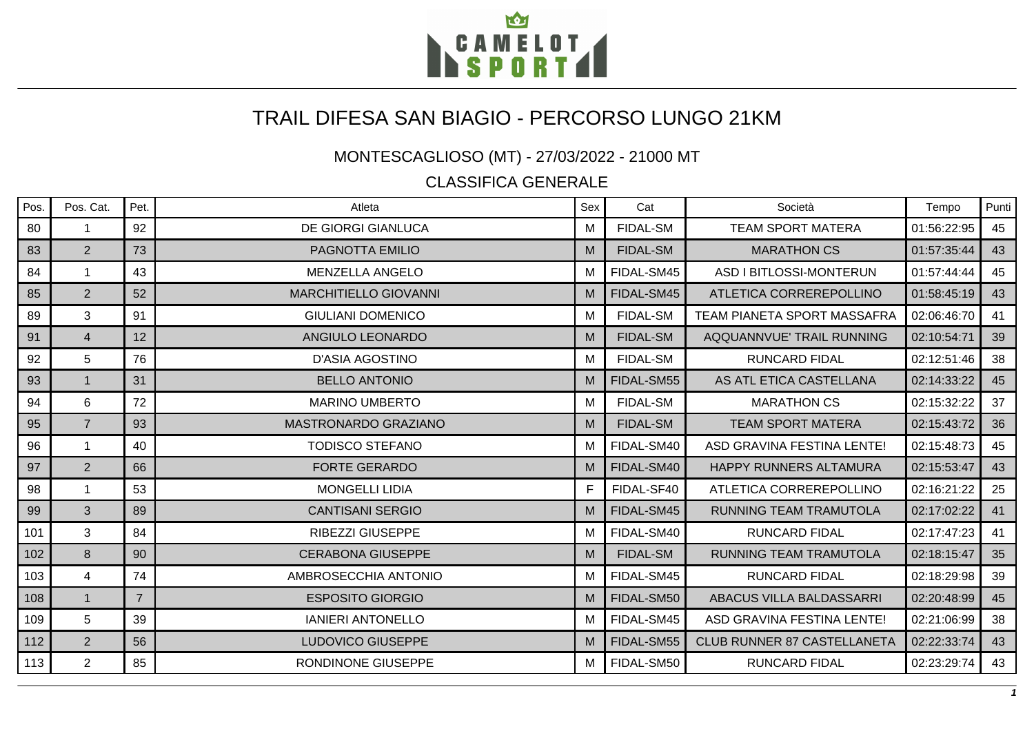# TRAIL DIFESA SAN BIAGIO - PERCORSO LUNGO 21KM

## MONTESCAGLIOSO (MT) - 27/03/2022 - 21000 MT

### CLASSIFICA GENERALE

| Pos. | Pos. Cat. | Pet. | Atleta | Sex | Cat | Società | Tempo | Punti |
|---|---|---|---|---|---|---|---|---|
| 80 | 1 | 92 | DE GIORGI GIANLUCA | M | FIDAL-SM | TEAM SPORT MATERA | 01:56:22:95 | 45 |
| 83 | 2 | 73 | PAGNOTTA EMILIO | M | FIDAL-SM | MARATHON CS | 01:57:35:44 | 43 |
| 84 | 1 | 43 | MENZELLA ANGELO | M | FIDAL-SM45 | ASD I BITLOSSI-MONTERUN | 01:57:44:44 | 45 |
| 85 | 2 | 52 | MARCHITIELLO GIOVANNI | M | FIDAL-SM45 | ATLETICA CORREREPOLLINO | 01:58:45:19 | 43 |
| 89 | 3 | 91 | GIULIANI DOMENICO | M | FIDAL-SM | TEAM PIANETA SPORT MASSAFRA | 02:06:46:70 | 41 |
| 91 | 4 | 12 | ANGIULO LEONARDO | M | FIDAL-SM | AQQUANNVUE' TRAIL RUNNING | 02:10:54:71 | 39 |
| 92 | 5 | 76 | D'ASIA AGOSTINO | M | FIDAL-SM | RUNCARD FIDAL | 02:12:51:46 | 38 |
| 93 | 1 | 31 | BELLO ANTONIO | M | FIDAL-SM55 | AS ATL ETICA CASTELLANA | 02:14:33:22 | 45 |
| 94 | 6 | 72 | MARINO UMBERTO | M | FIDAL-SM | MARATHON CS | 02:15:32:22 | 37 |
| 95 | 7 | 93 | MASTRONARDO GRAZIANO | M | FIDAL-SM | TEAM SPORT MATERA | 02:15:43:72 | 36 |
| 96 | 1 | 40 | TODISCO STEFANO | M | FIDAL-SM40 | ASD GRAVINA FESTINA LENTE! | 02:15:48:73 | 45 |
| 97 | 2 | 66 | FORTE GERARDO | M | FIDAL-SM40 | HAPPY RUNNERS ALTAMURA | 02:15:53:47 | 43 |
| 98 | 1 | 53 | MONGELLI LIDIA | F | FIDAL-SF40 | ATLETICA CORREREPOLLINO | 02:16:21:22 | 25 |
| 99 | 3 | 89 | CANTISANI SERGIO | M | FIDAL-SM45 | RUNNING TEAM TRAMUTOLA | 02:17:02:22 | 41 |
| 101 | 3 | 84 | RIBEZZI GIUSEPPE | M | FIDAL-SM40 | RUNCARD FIDAL | 02:17:47:23 | 41 |
| 102 | 8 | 90 | CERABONA GIUSEPPE | M | FIDAL-SM | RUNNING TEAM TRAMUTOLA | 02:18:15:47 | 35 |
| 103 | 4 | 74 | AMBROSECCHIA ANTONIO | M | FIDAL-SM45 | RUNCARD FIDAL | 02:18:29:98 | 39 |
| 108 | 1 | 7 | ESPOSITO GIORGIO | M | FIDAL-SM50 | ABACUS VILLA BALDASSARRI | 02:20:48:99 | 45 |
| 109 | 5 | 39 | IANIERI ANTONELLO | M | FIDAL-SM45 | ASD GRAVINA FESTINA LENTE! | 02:21:06:99 | 38 |
| 112 | 2 | 56 | LUDOVICO GIUSEPPE | M | FIDAL-SM55 | CLUB RUNNER 87 CASTELLANETA | 02:22:33:74 | 43 |
| 113 | 2 | 85 | RONDINONE GIUSEPPE | M | FIDAL-SM50 | RUNCARD FIDAL | 02:23:29:74 | 43 |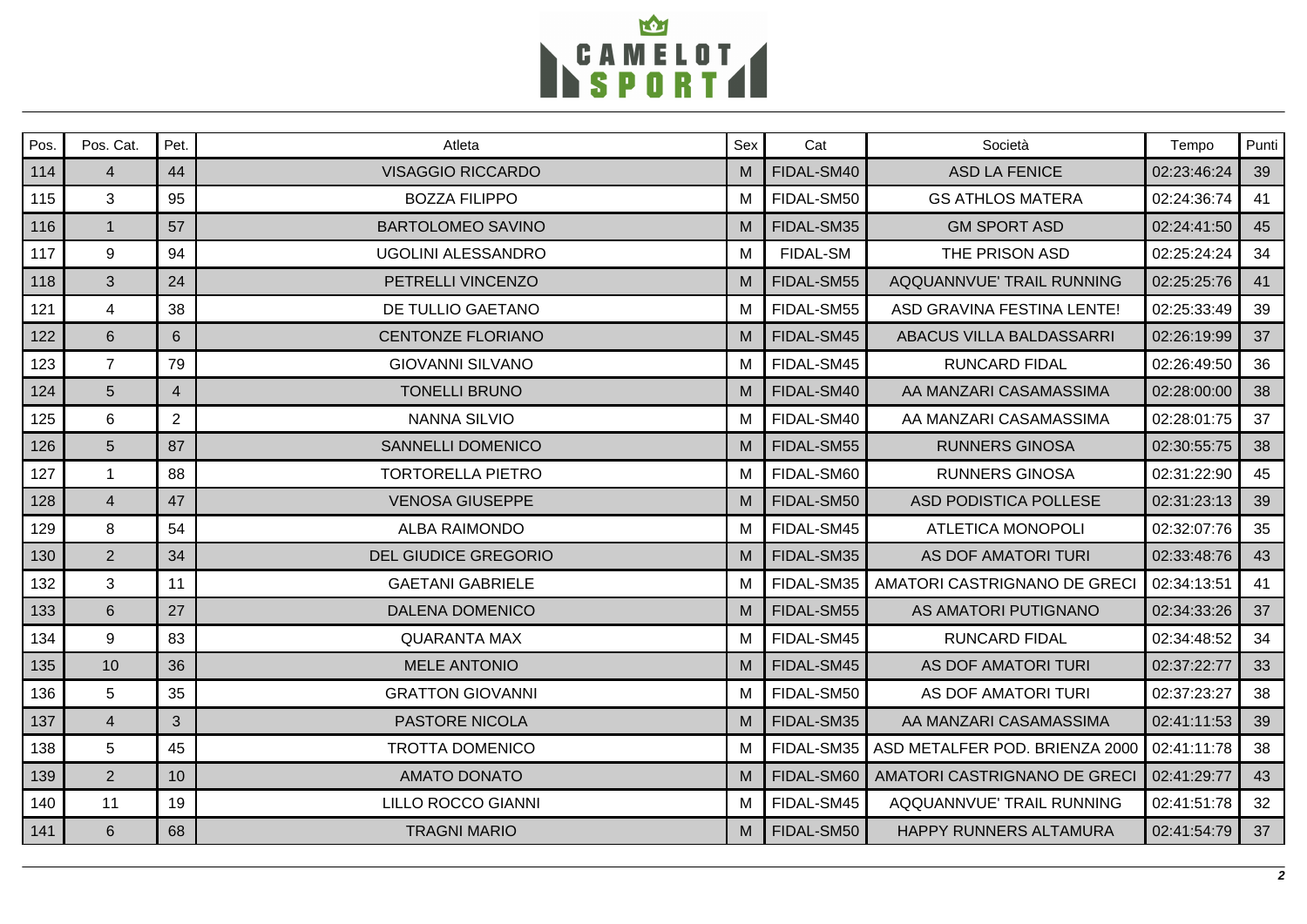| Pos. | Pos. Cat. | Pet. | Atleta | Sex | Cat | Società | Tempo | Punti |
|---|---|---|---|---|---|---|---|---|
| 114 | 4 | 44 | VISAGGIO RICCARDO | M | FIDAL-SM40 | ASD LA FENICE | 02:23:46:24 | 39 |
| 115 | 3 | 95 | BOZZA FILIPPO | M | FIDAL-SM50 | GS ATHLOS MATERA | 02:24:36:74 | 41 |
| 116 | 1 | 57 | BARTOLOMEO SAVINO | M | FIDAL-SM35 | GM SPORT ASD | 02:24:41:50 | 45 |
| 117 | 9 | 94 | UGOLINI ALESSANDRO | M | FIDAL-SM | THE PRISON ASD | 02:25:24:24 | 34 |
| 118 | 3 | 24 | PETRELLI VINCENZO | M | FIDAL-SM55 | AQQUANNVUE' TRAIL RUNNING | 02:25:25:76 | 41 |
| 121 | 4 | 38 | DE TULLIO GAETANO | M | FIDAL-SM55 | ASD GRAVINA FESTINA LENTE! | 02:25:33:49 | 39 |
| 122 | 6 | 6 | CENTONZE FLORIANO | M | FIDAL-SM45 | ABACUS VILLA BALDASSARRI | 02:26:19:99 | 37 |
| 123 | 7 | 79 | GIOVANNI SILVANO | M | FIDAL-SM45 | RUNCARD FIDAL | 02:26:49:50 | 36 |
| 124 | 5 | 4 | TONELLI BRUNO | M | FIDAL-SM40 | AA MANZARI CASAMASSIMA | 02:28:00:00 | 38 |
| 125 | 6 | 2 | NANNA SILVIO | M | FIDAL-SM40 | AA MANZARI CASAMASSIMA | 02:28:01:75 | 37 |
| 126 | 5 | 87 | SANNELLI DOMENICO | M | FIDAL-SM55 | RUNNERS GINOSA | 02:30:55:75 | 38 |
| 127 | 1 | 88 | TORTORELLA PIETRO | M | FIDAL-SM60 | RUNNERS GINOSA | 02:31:22:90 | 45 |
| 128 | 4 | 47 | VENOSA GIUSEPPE | M | FIDAL-SM50 | ASD PODISTICA POLLESE | 02:31:23:13 | 39 |
| 129 | 8 | 54 | ALBA RAIMONDO | M | FIDAL-SM45 | ATLETICA MONOPOLI | 02:32:07:76 | 35 |
| 130 | 2 | 34 | DEL GIUDICE GREGORIO | M | FIDAL-SM35 | AS DOF AMATORI TURI | 02:33:48:76 | 43 |
| 132 | 3 | 11 | GAETANI GABRIELE | M | FIDAL-SM35 | AMATORI CASTRIGNANO DE GRECI | 02:34:13:51 | 41 |
| 133 | 6 | 27 | DALENA DOMENICO | M | FIDAL-SM55 | AS AMATORI PUTIGNANO | 02:34:33:26 | 37 |
| 134 | 9 | 83 | QUARANTA MAX | M | FIDAL-SM45 | RUNCARD FIDAL | 02:34:48:52 | 34 |
| 135 | 10 | 36 | MELE ANTONIO | M | FIDAL-SM45 | AS DOF AMATORI TURI | 02:37:22:77 | 33 |
| 136 | 5 | 35 | GRATTON GIOVANNI | M | FIDAL-SM50 | AS DOF AMATORI TURI | 02:37:23:27 | 38 |
| 137 | 4 | 3 | PASTORE NICOLA | M | FIDAL-SM35 | AA MANZARI CASAMASSIMA | 02:41:11:53 | 39 |
| 138 | 5 | 45 | TROTTA DOMENICO | M | FIDAL-SM35 | ASD METALFER POD. BRIENZA 2000 | 02:41:11:78 | 38 |
| 139 | 2 | 10 | AMATO DONATO | M | FIDAL-SM60 | AMATORI CASTRIGNANO DE GRECI | 02:41:29:77 | 43 |
| 140 | 11 | 19 | LILLO ROCCO GIANNI | M | FIDAL-SM45 | AQQUANNVUE' TRAIL RUNNING | 02:41:51:78 | 32 |
| 141 | 6 | 68 | TRAGNI MARIO | M | FIDAL-SM50 | HAPPY RUNNERS ALTAMURA | 02:41:54:79 | 37 |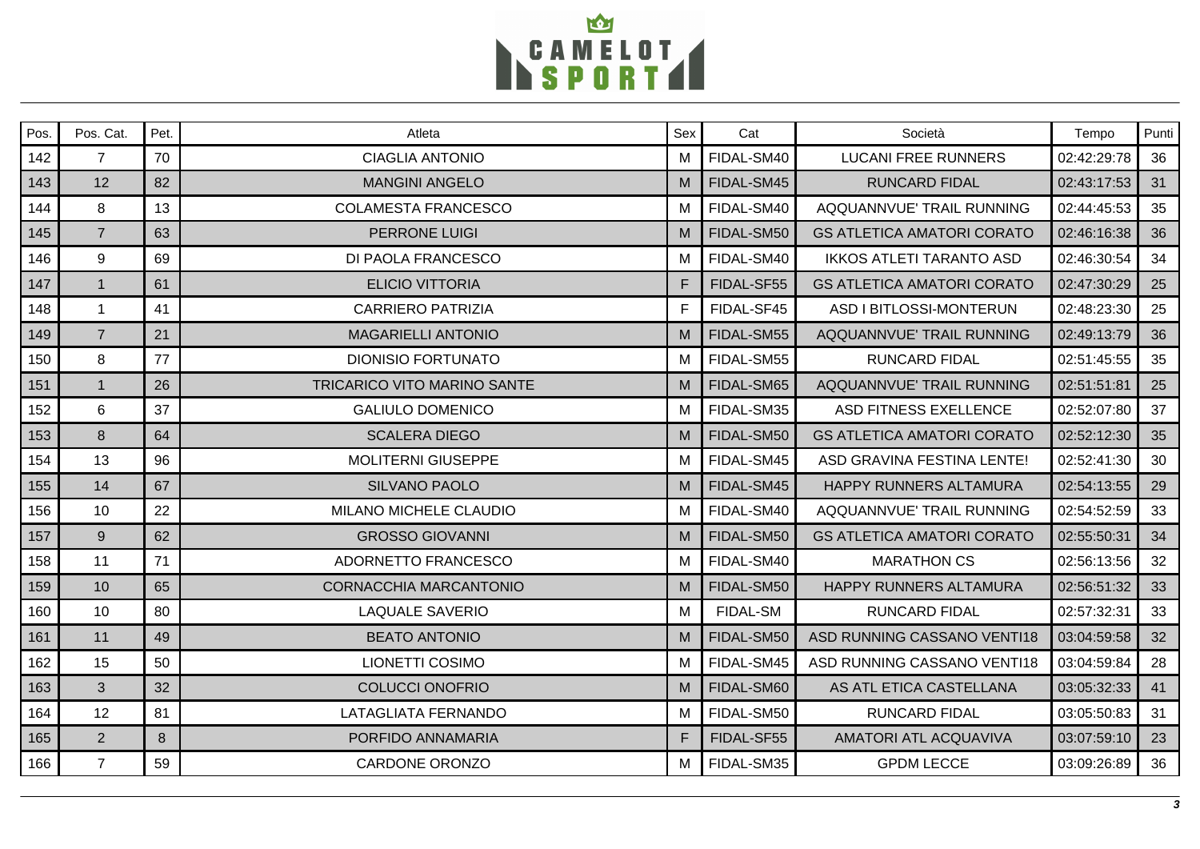| Pos. | Pos. Cat. | Pet. | Atleta | Sex | Cat | Società | Tempo | Punti |
|---|---|---|---|---|---|---|---|---|
| 142 | 7 | 70 | CIAGLIA ANTONIO | M | FIDAL-SM40 | LUCANI FREE RUNNERS | 02:42:29:78 | 36 |
| 143 | 12 | 82 | MANGINI ANGELO | M | FIDAL-SM45 | RUNCARD FIDAL | 02:43:17:53 | 31 |
| 144 | 8 | 13 | COLAMESTA FRANCESCO | M | FIDAL-SM40 | AQQUANNVUE' TRAIL RUNNING | 02:44:45:53 | 35 |
| 145 | 7 | 63 | PERRONE LUIGI | M | FIDAL-SM50 | GS ATLETICA AMATORI CORATO | 02:46:16:38 | 36 |
| 146 | 9 | 69 | DI PAOLA FRANCESCO | M | FIDAL-SM40 | IKKOS ATLETI TARANTO ASD | 02:46:30:54 | 34 |
| 147 | 1 | 61 | ELICIO VITTORIA | F | FIDAL-SF55 | GS ATLETICA AMATORI CORATO | 02:47:30:29 | 25 |
| 148 | 1 | 41 | CARRIERO PATRIZIA | F | FIDAL-SF45 | ASD I BITLOSSI-MONTERUN | 02:48:23:30 | 25 |
| 149 | 7 | 21 | MAGARIELLI ANTONIO | M | FIDAL-SM55 | AQQUANNVUE' TRAIL RUNNING | 02:49:13:79 | 36 |
| 150 | 8 | 77 | DIONISIO FORTUNATO | M | FIDAL-SM55 | RUNCARD FIDAL | 02:51:45:55 | 35 |
| 151 | 1 | 26 | TRICARICO VITO MARINO SANTE | M | FIDAL-SM65 | AQQUANNVUE' TRAIL RUNNING | 02:51:51:81 | 25 |
| 152 | 6 | 37 | GALIULO DOMENICO | M | FIDAL-SM35 | ASD FITNESS EXELLENCE | 02:52:07:80 | 37 |
| 153 | 8 | 64 | SCALERA DIEGO | M | FIDAL-SM50 | GS ATLETICA AMATORI CORATO | 02:52:12:30 | 35 |
| 154 | 13 | 96 | MOLITERNI GIUSEPPE | M | FIDAL-SM45 | ASD GRAVINA FESTINA LENTE! | 02:52:41:30 | 30 |
| 155 | 14 | 67 | SILVANO PAOLO | M | FIDAL-SM45 | HAPPY RUNNERS ALTAMURA | 02:54:13:55 | 29 |
| 156 | 10 | 22 | MILANO MICHELE CLAUDIO | M | FIDAL-SM40 | AQQUANNVUE' TRAIL RUNNING | 02:54:52:59 | 33 |
| 157 | 9 | 62 | GROSSO GIOVANNI | M | FIDAL-SM50 | GS ATLETICA AMATORI CORATO | 02:55:50:31 | 34 |
| 158 | 11 | 71 | ADORNETTO FRANCESCO | M | FIDAL-SM40 | MARATHON CS | 02:56:13:56 | 32 |
| 159 | 10 | 65 | CORNACCHIA MARCANTONIO | M | FIDAL-SM50 | HAPPY RUNNERS ALTAMURA | 02:56:51:32 | 33 |
| 160 | 10 | 80 | LAQUALE SAVERIO | M | FIDAL-SM | RUNCARD FIDAL | 02:57:32:31 | 33 |
| 161 | 11 | 49 | BEATO ANTONIO | M | FIDAL-SM50 | ASD RUNNING CASSANO VENTI18 | 03:04:59:58 | 32 |
| 162 | 15 | 50 | LIONETTI COSIMO | M | FIDAL-SM45 | ASD RUNNING CASSANO VENTI18 | 03:04:59:84 | 28 |
| 163 | 3 | 32 | COLUCCI ONOFRIO | M | FIDAL-SM60 | AS ATL ETICA CASTELLANA | 03:05:32:33 | 41 |
| 164 | 12 | 81 | LATAGLIATA FERNANDO | M | FIDAL-SM50 | RUNCARD FIDAL | 03:05:50:83 | 31 |
| 165 | 2 | 8 | PORFIDO ANNAMARIA | F | FIDAL-SF55 | AMATORI ATL ACQUAVIVA | 03:07:59:10 | 23 |
| 166 | 7 | 59 | CARDONE ORONZO | M | FIDAL-SM35 | GPDM LECCE | 03:09:26:89 | 36 |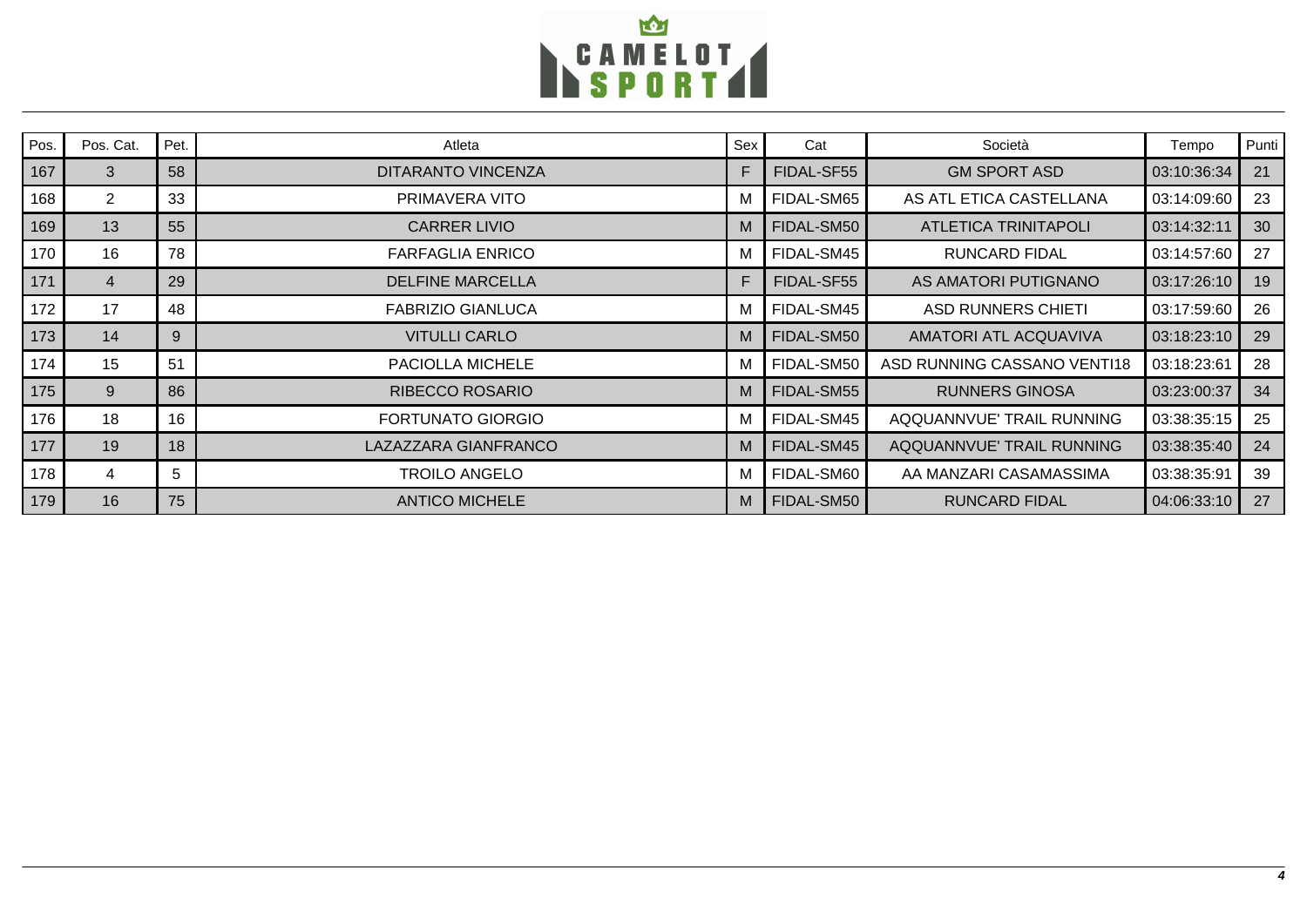| Pos. | Pos. Cat. | Pet. | Atleta | Sex | Cat | Società | Tempo | Punti |
|---|---|---|---|---|---|---|---|---|
| 167 | 3 | 58 | DITARANTO VINCENZA | F | FIDAL-SF55 | GM SPORT ASD | 03:10:36:34 | 21 |
| 168 | 2 | 33 | PRIMAVERA VITO | M | FIDAL-SM65 | AS ATL ETICA CASTELLANA | 03:14:09:60 | 23 |
| 169 | 13 | 55 | CARRER LIVIO | M | FIDAL-SM50 | ATLETICA TRINITAPOLI | 03:14:32:11 | 30 |
| 170 | 16 | 78 | FARFAGLIA ENRICO | M | FIDAL-SM45 | RUNCARD FIDAL | 03:14:57:60 | 27 |
| 171 | 4 | 29 | DELFINE MARCELLA | F | FIDAL-SF55 | AS AMATORI PUTIGNANO | 03:17:26:10 | 19 |
| 172 | 17 | 48 | FABRIZIO GIANLUCA | M | FIDAL-SM45 | ASD RUNNERS CHIETI | 03:17:59:60 | 26 |
| 173 | 14 | 9 | VITULLI CARLO | M | FIDAL-SM50 | AMATORI ATL ACQUAVIVA | 03:18:23:10 | 29 |
| 174 | 15 | 51 | PACIOLLA MICHELE | M | FIDAL-SM50 | ASD RUNNING CASSANO VENTI18 | 03:18:23:61 | 28 |
| 175 | 9 | 86 | RIBECCO ROSARIO | M | FIDAL-SM55 | RUNNERS GINOSA | 03:23:00:37 | 34 |
| 176 | 18 | 16 | FORTUNATO GIORGIO | M | FIDAL-SM45 | AQQUANNVUE' TRAIL RUNNING | 03:38:35:15 | 25 |
| 177 | 19 | 18 | LAZAZZARA GIANFRANCO | M | FIDAL-SM45 | AQQUANNVUE' TRAIL RUNNING | 03:38:35:40 | 24 |
| 178 | 4 | 5 | TROILO ANGELO | M | FIDAL-SM60 | AA MANZARI CASAMASSIMA | 03:38:35:91 | 39 |
| 179 | 16 | 75 | ANTICO MICHELE | M | FIDAL-SM50 | RUNCARD FIDAL | 04:06:33:10 | 27 |